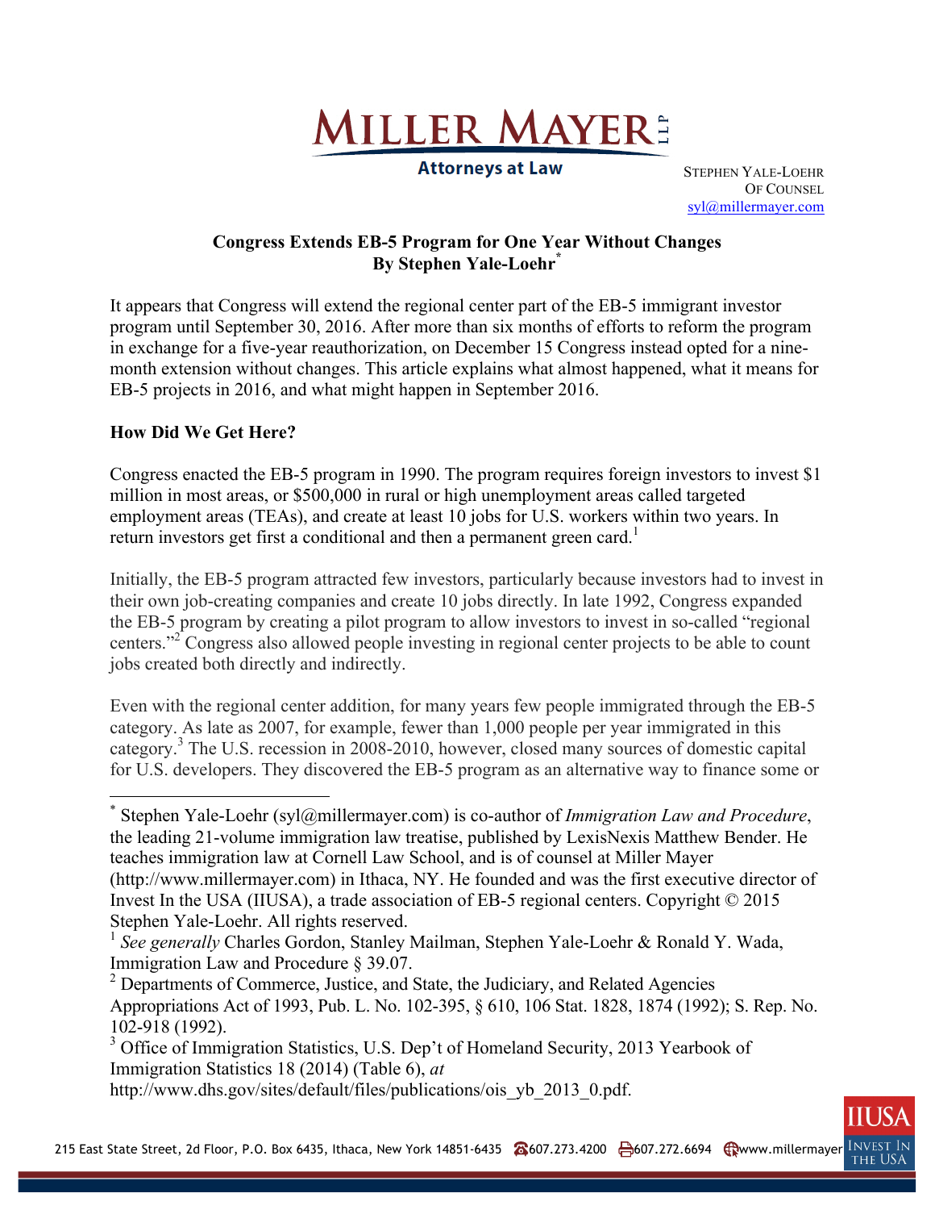STEPHEN YALE-LOEHR
OF COUNSEL
syl@millermayer.com

# Congress Extends EB-5 Program for One Year Without Changes
**By Stephen Yale-Loehr[*]**

It appears that Congress will extend the regional center part of the EB-5 immigrant investor program until September 30, 2016. After more than six months of efforts to reform the program in exchange for a five-year reauthorization, on December 15 Congress instead opted for a nine-month extension without changes. This article explains what almost happened, what it means for EB-5 projects in 2016, and what might happen in September 2016.

## How Did We Get Here?

Congress enacted the EB-5 program in 1990. The program requires foreign investors to invest $1 million in most areas, or $500,000 in rural or high unemployment areas called targeted employment areas (TEAs), and create at least 10 jobs for U.S. workers within two years. In return investors get first a conditional and then a permanent green card.[1]

Initially, the EB-5 program attracted few investors, particularly because investors had to invest in their own job-creating companies and create 10 jobs directly. In late 1992, Congress expanded the EB-5 program by creating a pilot program to allow investors to invest in so-called "regional centers."[2] Congress also allowed people investing in regional center projects to be able to count jobs created both directly and indirectly.

Even with the regional center addition, for many years few people immigrated through the EB-5 category. As late as 2007, for example, fewer than 1,000 people per year immigrated in this category.[3] The U.S. recession in 2008-2010, however, closed many sources of domestic capital for U.S. developers. They discovered the EB-5 program as an alternative way to finance some or

---

[*] Stephen Yale-Loehr (syl@millermayer.com) is co-author of *Immigration Law and Procedure*, the leading 21-volume immigration law treatise, published by LexisNexis Matthew Bender. He teaches immigration law at Cornell Law School, and is of counsel at Miller Mayer (http://www.millermayer.com) in Ithaca, NY. He founded and was the first executive director of Invest In the USA (IIUSA), a trade association of EB-5 regional centers. Copyright © 2015 Stephen Yale-Loehr. All rights reserved.

[1] *See generally* Charles Gordon, Stanley Mailman, Stephen Yale-Loehr & Ronald Y. Wada, Immigration Law and Procedure § 39.07.

[2] Departments of Commerce, Justice, and State, the Judiciary, and Related Agencies Appropriations Act of 1993, Pub. L. No. 102-395, § 610, 106 Stat. 1828, 1874 (1992); S. Rep. No. 102-918 (1992).

[3] Office of Immigration Statistics, U.S. Dep't of Homeland Security, 2013 Yearbook of Immigration Statistics 18 (2014) (Table 6), *at* http://www.dhs.gov/sites/default/files/publications/ois_yb_2013_0.pdf.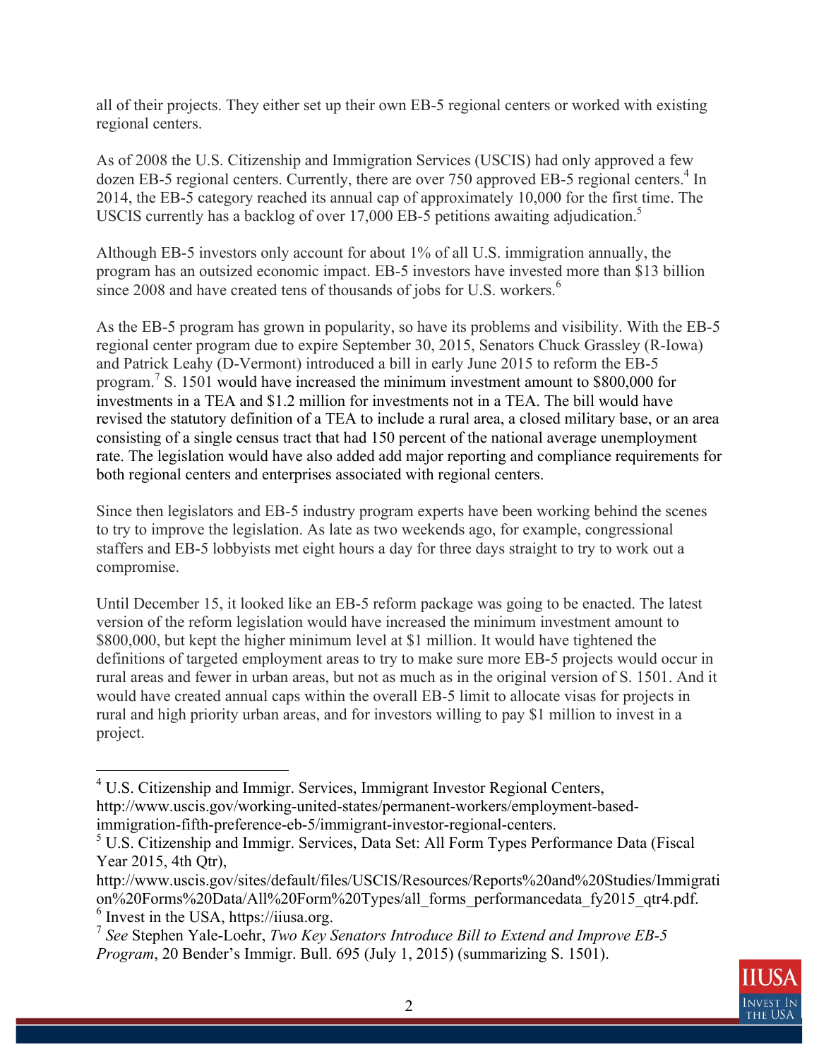all of their projects. They either set up their own EB-5 regional centers or worked with existing regional centers.

As of 2008 the U.S. Citizenship and Immigration Services (USCIS) had only approved a few dozen EB-5 regional centers. Currently, there are over 750 approved EB-5 regional centers.[4] In 2014, the EB-5 category reached its annual cap of approximately 10,000 for the first time. The USCIS currently has a backlog of over 17,000 EB-5 petitions awaiting adjudication.[5]

Although EB-5 investors only account for about 1% of all U.S. immigration annually, the program has an outsized economic impact. EB-5 investors have invested more than $13 billion since 2008 and have created tens of thousands of jobs for U.S. workers.[6]

As the EB-5 program has grown in popularity, so have its problems and visibility. With the EB-5 regional center program due to expire September 30, 2015, Senators Chuck Grassley (R-Iowa) and Patrick Leahy (D-Vermont) introduced a bill in early June 2015 to reform the EB-5 program.[7] S. 1501 would have increased the minimum investment amount to $800,000 for investments in a TEA and $1.2 million for investments not in a TEA. The bill would have revised the statutory definition of a TEA to include a rural area, a closed military base, or an area consisting of a single census tract that had 150 percent of the national average unemployment rate. The legislation would have also added add major reporting and compliance requirements for both regional centers and enterprises associated with regional centers.

Since then legislators and EB-5 industry program experts have been working behind the scenes to try to improve the legislation. As late as two weekends ago, for example, congressional staffers and EB-5 lobbyists met eight hours a day for three days straight to try to work out a compromise.

Until December 15, it looked like an EB-5 reform package was going to be enacted. The latest version of the reform legislation would have increased the minimum investment amount to $800,000, but kept the higher minimum level at $1 million. It would have tightened the definitions of targeted employment areas to try to make sure more EB-5 projects would occur in rural areas and fewer in urban areas, but not as much as in the original version of S. 1501. And it would have created annual caps within the overall EB-5 limit to allocate visas for projects in rural and high priority urban areas, and for investors willing to pay $1 million to invest in a project.

---

[4] U.S. Citizenship and Immigr. Services, Immigrant Investor Regional Centers, http://www.uscis.gov/working-united-states/permanent-workers/employment-based-immigration-fifth-preference-eb-5/immigrant-investor-regional-centers.

[5] U.S. Citizenship and Immigr. Services, Data Set: All Form Types Performance Data (Fiscal Year 2015, 4th Qtr), http://www.uscis.gov/sites/default/files/USCIS/Resources/Reports%20and%20Studies/Immigration%20Forms%20Data/All%20Form%20Types/all_forms_performancedata_fy2015_qtr4.pdf.

[6] Invest in the USA, https://iiusa.org.

[7] *See* Stephen Yale-Loehr, *Two Key Senators Introduce Bill to Extend and Improve EB-5 Program*, 20 Bender's Immigr. Bull. 695 (July 1, 2015) (summarizing S. 1501).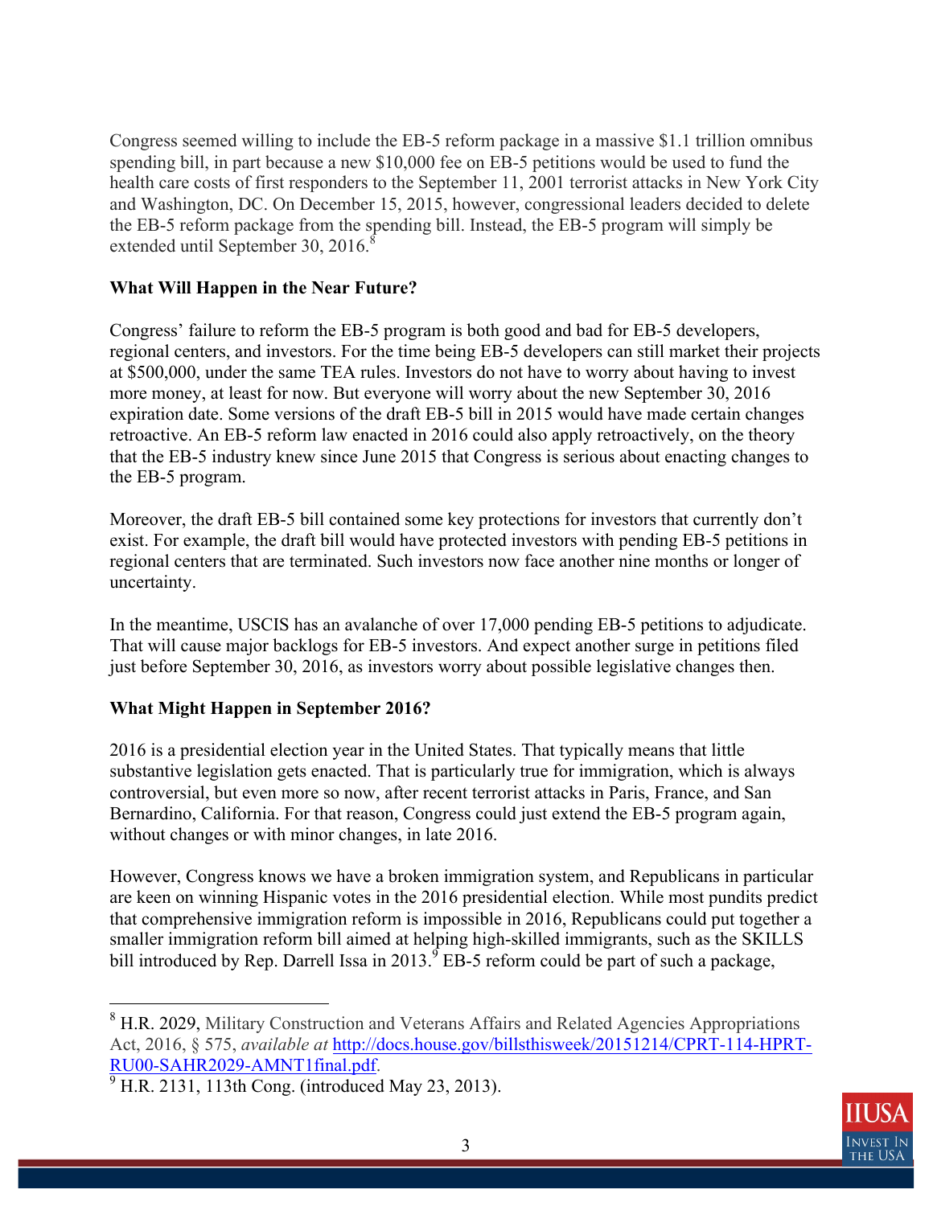Congress seemed willing to include the EB-5 reform package in a massive $1.1 trillion omnibus spending bill, in part because a new $10,000 fee on EB-5 petitions would be used to fund the health care costs of first responders to the September 11, 2001 terrorist attacks in New York City and Washington, DC. On December 15, 2015, however, congressional leaders decided to delete the EB-5 reform package from the spending bill. Instead, the EB-5 program will simply be extended until September 30, 2016.[8]

**What Will Happen in the Near Future?**

Congress' failure to reform the EB-5 program is both good and bad for EB-5 developers, regional centers, and investors. For the time being EB-5 developers can still market their projects at $500,000, under the same TEA rules. Investors do not have to worry about having to invest more money, at least for now. But everyone will worry about the new September 30, 2016 expiration date. Some versions of the draft EB-5 bill in 2015 would have made certain changes retroactive. An EB-5 reform law enacted in 2016 could also apply retroactively, on the theory that the EB-5 industry knew since June 2015 that Congress is serious about enacting changes to the EB-5 program.

Moreover, the draft EB-5 bill contained some key protections for investors that currently don't exist. For example, the draft bill would have protected investors with pending EB-5 petitions in regional centers that are terminated. Such investors now face another nine months or longer of uncertainty.

In the meantime, USCIS has an avalanche of over 17,000 pending EB-5 petitions to adjudicate. That will cause major backlogs for EB-5 investors. And expect another surge in petitions filed just before September 30, 2016, as investors worry about possible legislative changes then.

**What Might Happen in September 2016?**

2016 is a presidential election year in the United States. That typically means that little substantive legislation gets enacted. That is particularly true for immigration, which is always controversial, but even more so now, after recent terrorist attacks in Paris, France, and San Bernardino, California. For that reason, Congress could just extend the EB-5 program again, without changes or with minor changes, in late 2016.

However, Congress knows we have a broken immigration system, and Republicans in particular are keen on winning Hispanic votes in the 2016 presidential election. While most pundits predict that comprehensive immigration reform is impossible in 2016, Republicans could put together a smaller immigration reform bill aimed at helping high-skilled immigrants, such as the SKILLS bill introduced by Rep. Darrell Issa in 2013.[9] EB-5 reform could be part of such a package,

---

[8] H.R. 2029, Military Construction and Veterans Affairs and Related Agencies Appropriations Act, 2016, § 575, *available at* http://docs.house.gov/billsthisweek/20151214/CPRT-114-HPRT-RU00-SAHR2029-AMNT1final.pdf.

[9] H.R. 2131, 113th Cong. (introduced May 23, 2013).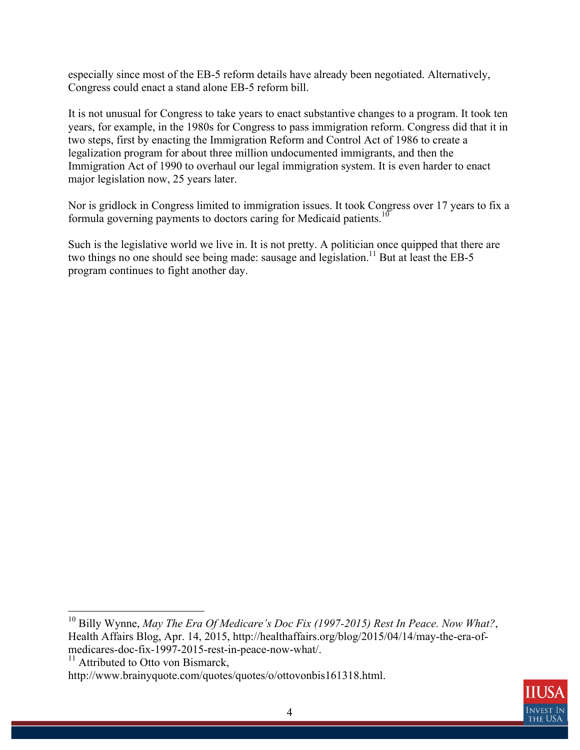especially since most of the EB-5 reform details have already been negotiated. Alternatively, Congress could enact a stand alone EB-5 reform bill.

It is not unusual for Congress to take years to enact substantive changes to a program. It took ten years, for example, in the 1980s for Congress to pass immigration reform. Congress did that it in two steps, first by enacting the Immigration Reform and Control Act of 1986 to create a legalization program for about three million undocumented immigrants, and then the Immigration Act of 1990 to overhaul our legal immigration system. It is even harder to enact major legislation now, 25 years later.

Nor is gridlock in Congress limited to immigration issues. It took Congress over 17 years to fix a formula governing payments to doctors caring for Medicaid patients.[10]

Such is the legislative world we live in. It is not pretty. A politician once quipped that there are two things no one should see being made: sausage and legislation.[11] But at least the EB-5 program continues to fight another day.

---

[10] Billy Wynne, *May The Era Of Medicare's Doc Fix (1997-2015) Rest In Peace. Now What?*, Health Affairs Blog, Apr. 14, 2015, http://healthaffairs.org/blog/2015/04/14/may-the-era-of-medicares-doc-fix-1997-2015-rest-in-peace-now-what/.

[11] Attributed to Otto von Bismarck, http://www.brainyquote.com/quotes/quotes/o/ottovonbis161318.html.